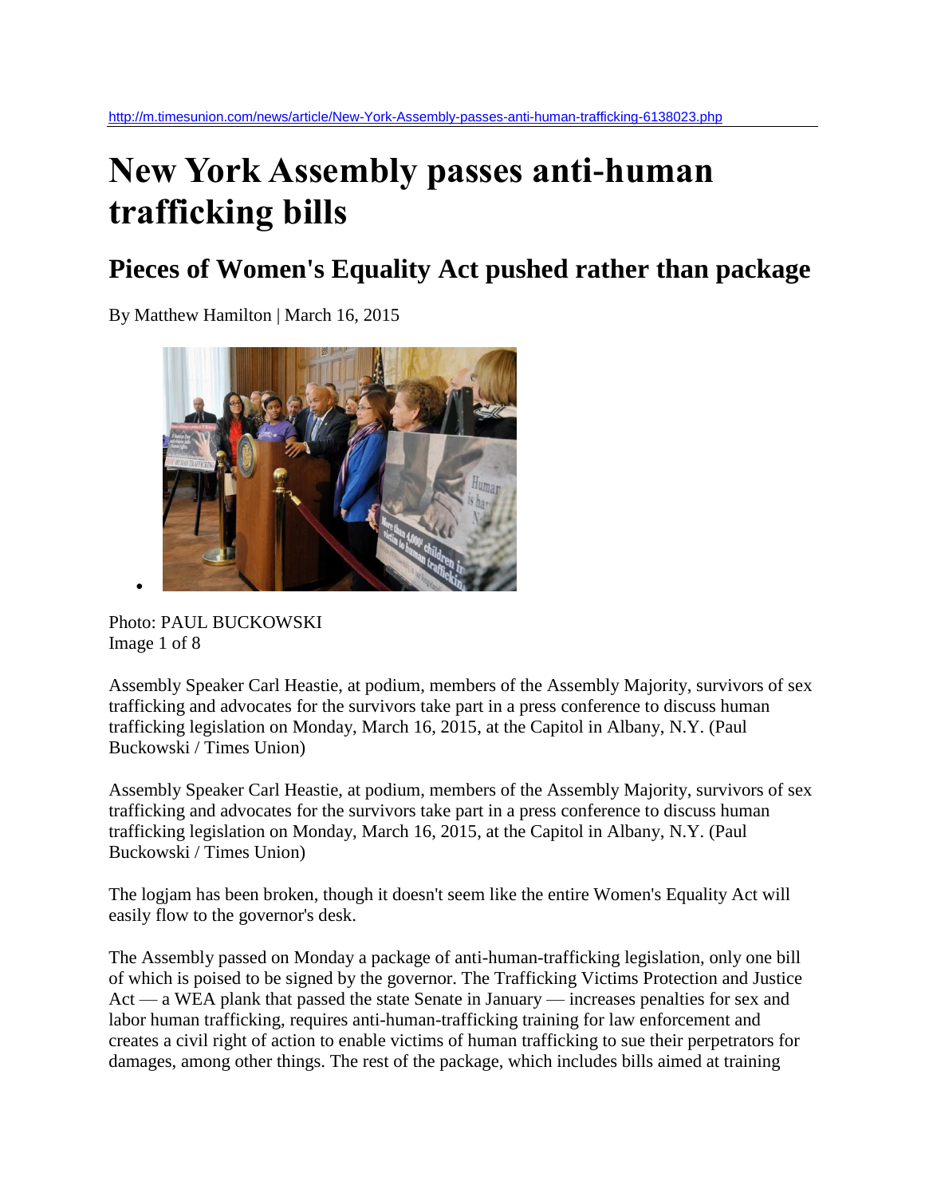http://m.timesunion.com/news/article/New-York-Assembly-passes-anti-human-trafficking-6138023.php

# New York Assembly passes anti-human trafficking bills

## Pieces of Women's Equality Act pushed rather than package

By Matthew Hamilton | March 16, 2015

Photo: PAUL BUCKOWSKI
Image 1 of 8

Assembly Speaker Carl Heastie, at podium, members of the Assembly Majority, survivors of sex trafficking and advocates for the survivors take part in a press conference to discuss human trafficking legislation on Monday, March 16, 2015, at the Capitol in Albany, N.Y. (Paul Buckowski / Times Union)

Assembly Speaker Carl Heastie, at podium, members of the Assembly Majority, survivors of sex trafficking and advocates for the survivors take part in a press conference to discuss human trafficking legislation on Monday, March 16, 2015, at the Capitol in Albany, N.Y. (Paul Buckowski / Times Union)

The logjam has been broken, though it doesn't seem like the entire Women's Equality Act will easily flow to the governor's desk.

The Assembly passed on Monday a package of anti-human-trafficking legislation, only one bill of which is poised to be signed by the governor. The Trafficking Victims Protection and Justice Act — a WEA plank that passed the state Senate in January — increases penalties for sex and labor human trafficking, requires anti-human-trafficking training for law enforcement and creates a civil right of action to enable victims of human trafficking to sue their perpetrators for damages, among other things. The rest of the package, which includes bills aimed at training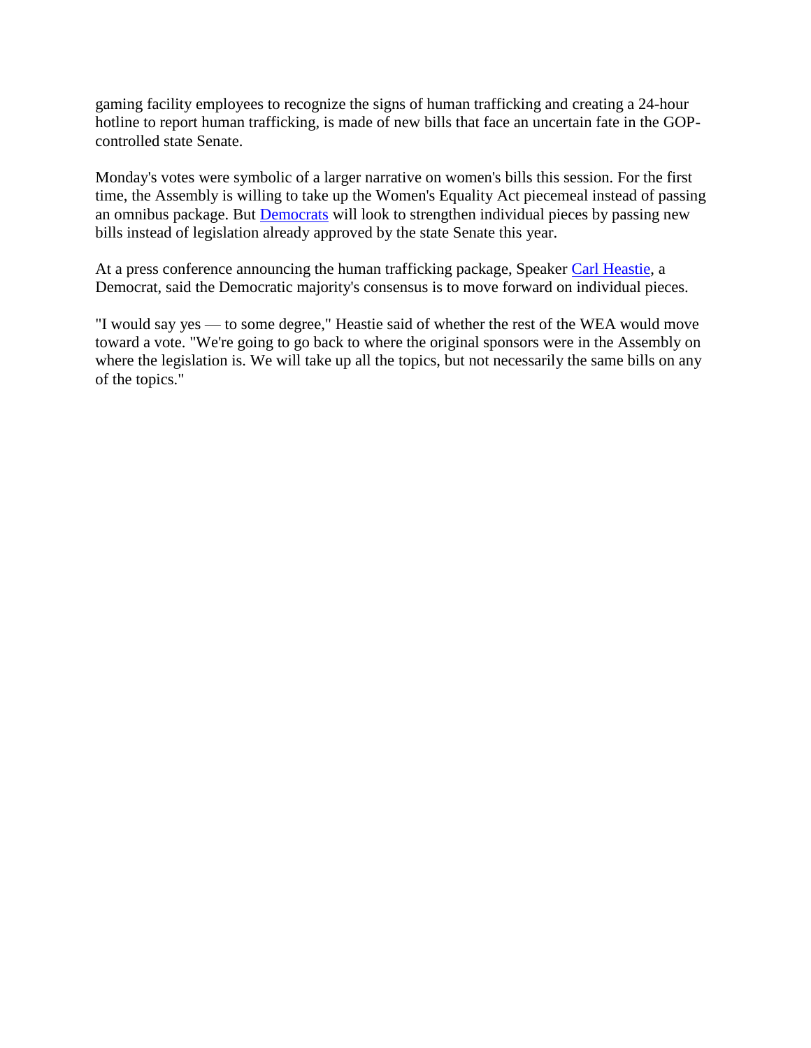gaming facility employees to recognize the signs of human trafficking and creating a 24-hour hotline to report human trafficking, is made of new bills that face an uncertain fate in the GOP-controlled state Senate.

Monday's votes were symbolic of a larger narrative on women's bills this session. For the first time, the Assembly is willing to take up the Women's Equality Act piecemeal instead of passing an omnibus package. But Democrats will look to strengthen individual pieces by passing new bills instead of legislation already approved by the state Senate this year.

At a press conference announcing the human trafficking package, Speaker Carl Heastie, a Democrat, said the Democratic majority's consensus is to move forward on individual pieces.

"I would say yes — to some degree," Heastie said of whether the rest of the WEA would move toward a vote. "We're going to go back to where the original sponsors were in the Assembly on where the legislation is. We will take up all the topics, but not necessarily the same bills on any of the topics."